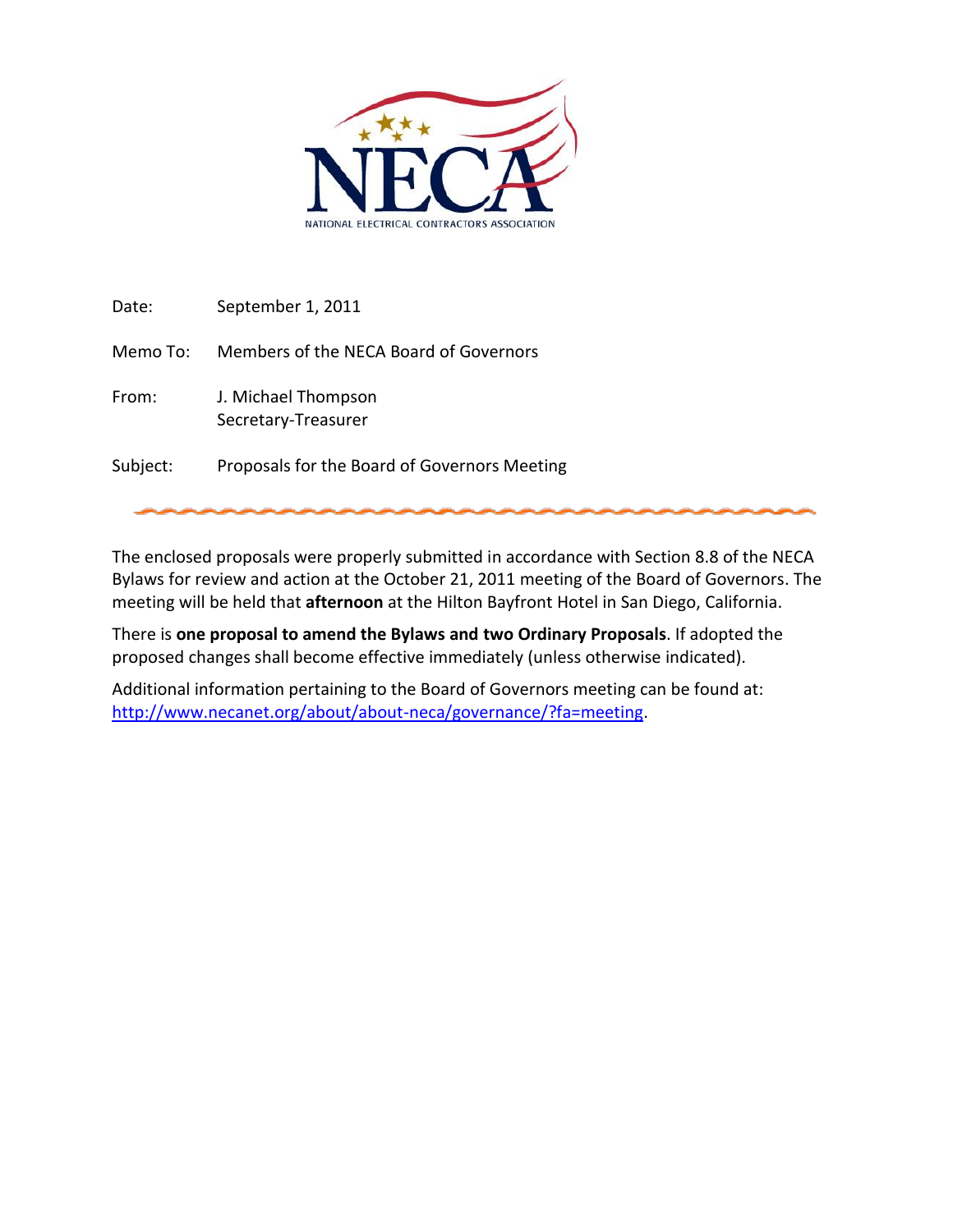NECA

NATIONAL ELECTRICAL CONTRACTORS ASSOCIATION

Date: September 1, 2011

Memo To: Members of the NECA Board of Governors

From: J. Michael Thompson
Secretary-Treasurer

Subject: Proposals for the Board of Governors Meeting

---

The enclosed proposals were properly submitted in accordance with Section 8.8 of the NECA Bylaws for review and action at the October 21, 2011 meeting of the Board of Governors. The meeting will be held that **afternoon** at the Hilton Bayfront Hotel in San Diego, California.

There is **one proposal to amend the Bylaws and two Ordinary Proposals**. If adopted the proposed changes shall become effective immediately (unless otherwise indicated).

Additional information pertaining to the Board of Governors meeting can be found at: [http://www.necanet.org/about/about-neca/governance/?fa=meeting](http://www.necanet.org/about/about-neca/governance/?fa=meeting).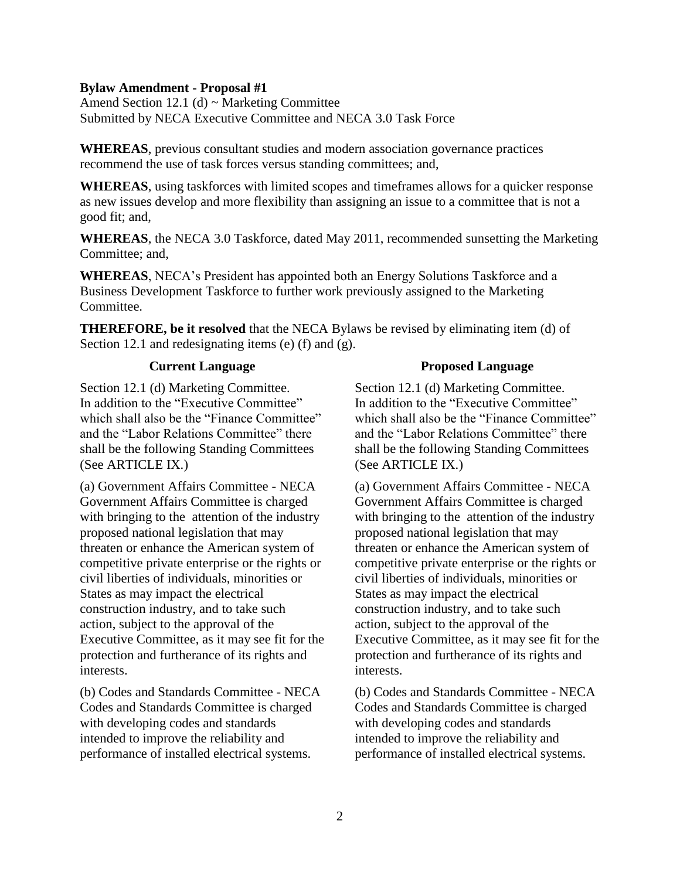**Bylaw Amendment - Proposal #1**

Amend Section 12.1 (d) ~ Marketing Committee
Submitted by NECA Executive Committee and NECA 3.0 Task Force

**WHEREAS**, previous consultant studies and modern association governance practices recommend the use of task forces versus standing committees; and,

**WHEREAS**, using taskforces with limited scopes and timeframes allows for a quicker response as new issues develop and more flexibility than assigning an issue to a committee that is not a good fit; and,

**WHEREAS**, the NECA 3.0 Taskforce, dated May 2011, recommended sunsetting the Marketing Committee; and,

**WHEREAS**, NECA's President has appointed both an Energy Solutions Taskforce and a Business Development Taskforce to further work previously assigned to the Marketing Committee.

**THEREFORE, be it resolved** that the NECA Bylaws be revised by eliminating item (d) of Section 12.1 and redesignating items (e) (f) and (g).

| Current Language | Proposed Language |
|---|---|
| Section 12.1 (d) Marketing Committee. In addition to the "Executive Committee" which shall also be the "Finance Committee" and the "Labor Relations Committee" there shall be the following Standing Committees (See ARTICLE IX.) | Section 12.1 (d) Marketing Committee. In addition to the "Executive Committee" which shall also be the "Finance Committee" and the "Labor Relations Committee" there shall be the following Standing Committees (See ARTICLE IX.) |
| (a) Government Affairs Committee - NECA Government Affairs Committee is charged with bringing to the attention of the industry proposed national legislation that may threaten or enhance the American system of competitive private enterprise or the rights or civil liberties of individuals, minorities or States as may impact the electrical construction industry, and to take such action, subject to the approval of the Executive Committee, as it may see fit for the protection and furtherance of its rights and interests. | (a) Government Affairs Committee - NECA Government Affairs Committee is charged with bringing to the attention of the industry proposed national legislation that may threaten or enhance the American system of competitive private enterprise or the rights or civil liberties of individuals, minorities or States as may impact the electrical construction industry, and to take such action, subject to the approval of the Executive Committee, as it may see fit for the protection and furtherance of its rights and interests. |
| (b) Codes and Standards Committee - NECA Codes and Standards Committee is charged with developing codes and standards intended to improve the reliability and performance of installed electrical systems. | (b) Codes and Standards Committee - NECA Codes and Standards Committee is charged with developing codes and standards intended to improve the reliability and performance of installed electrical systems. |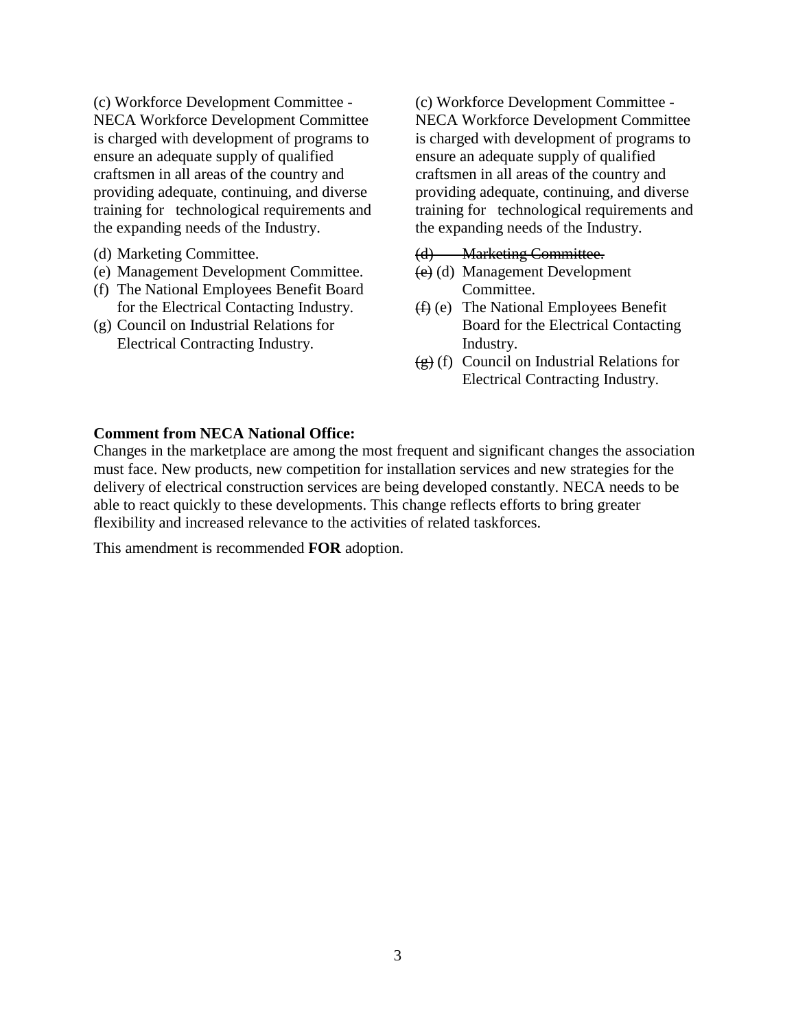| Current | Proposed |
| --- | --- |
| (c) Workforce Development Committee - NECA Workforce Development Committee is charged with development of programs to ensure an adequate supply of qualified craftsmen in all areas of the country and providing adequate, continuing, and diverse training for technological requirements and the expanding needs of the Industry. | (c) Workforce Development Committee - NECA Workforce Development Committee is charged with development of programs to ensure an adequate supply of qualified craftsmen in all areas of the country and providing adequate, continuing, and diverse training for technological requirements and the expanding needs of the Industry. |
| (d) Marketing Committee.<br>(e) Management Development Committee.<br>(f) The National Employees Benefit Board for the Electrical Contacting Industry.<br>(g) Council on Industrial Relations for Electrical Contracting Industry. | ~~(d) Marketing Committee.~~<br>~~(e)~~ (d) Management Development Committee.<br>~~(f)~~ (e) The National Employees Benefit Board for the Electrical Contacting Industry.<br>~~(g)~~ (f) Council on Industrial Relations for Electrical Contracting Industry. |

**Comment from NECA National Office:**

Changes in the marketplace are among the most frequent and significant changes the association must face. New products, new competition for installation services and new strategies for the delivery of electrical construction services are being developed constantly. NECA needs to be able to react quickly to these developments. This change reflects efforts to bring greater flexibility and increased relevance to the activities of related taskforces.

This amendment is recommended **FOR** adoption.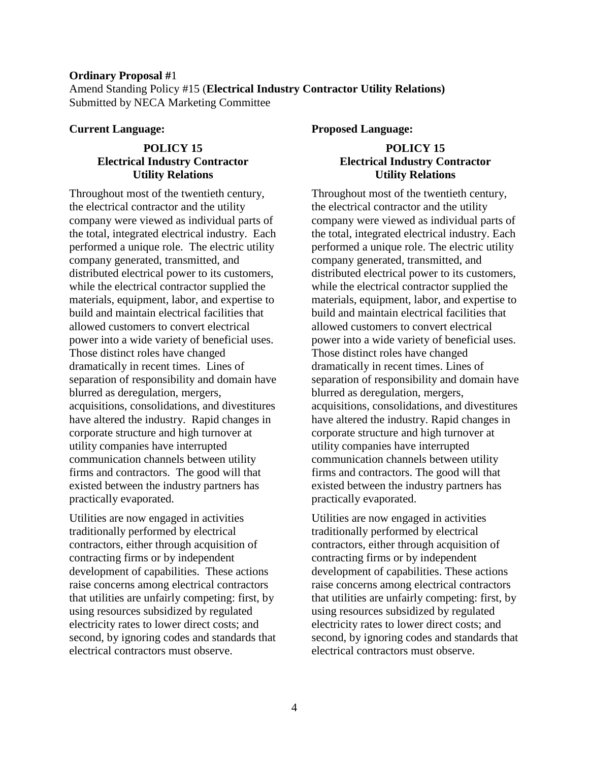**Ordinary Proposal #**1

Amend Standing Policy #15 (**Electrical Industry Contractor Utility Relations)**

Submitted by NECA Marketing Committee

**Current Language:**

**POLICY 15**
**Electrical Industry Contractor**
**Utility Relations**

Throughout most of the twentieth century, the electrical contractor and the utility company were viewed as individual parts of the total, integrated electrical industry. Each performed a unique role. The electric utility company generated, transmitted, and distributed electrical power to its customers, while the electrical contractor supplied the materials, equipment, labor, and expertise to build and maintain electrical facilities that allowed customers to convert electrical power into a wide variety of beneficial uses. Those distinct roles have changed dramatically in recent times. Lines of separation of responsibility and domain have blurred as deregulation, mergers, acquisitions, consolidations, and divestitures have altered the industry. Rapid changes in corporate structure and high turnover at utility companies have interrupted communication channels between utility firms and contractors. The good will that existed between the industry partners has practically evaporated.

Utilities are now engaged in activities traditionally performed by electrical contractors, either through acquisition of contracting firms or by independent development of capabilities. These actions raise concerns among electrical contractors that utilities are unfairly competing: first, by using resources subsidized by regulated electricity rates to lower direct costs; and second, by ignoring codes and standards that electrical contractors must observe.

**Proposed Language:**

**POLICY 15**
**Electrical Industry Contractor**
**Utility Relations**

Throughout most of the twentieth century, the electrical contractor and the utility company were viewed as individual parts of the total, integrated electrical industry. Each performed a unique role. The electric utility company generated, transmitted, and distributed electrical power to its customers, while the electrical contractor supplied the materials, equipment, labor, and expertise to build and maintain electrical facilities that allowed customers to convert electrical power into a wide variety of beneficial uses. Those distinct roles have changed dramatically in recent times. Lines of separation of responsibility and domain have blurred as deregulation, mergers, acquisitions, consolidations, and divestitures have altered the industry. Rapid changes in corporate structure and high turnover at utility companies have interrupted communication channels between utility firms and contractors. The good will that existed between the industry partners has practically evaporated.

Utilities are now engaged in activities traditionally performed by electrical contractors, either through acquisition of contracting firms or by independent development of capabilities. These actions raise concerns among electrical contractors that utilities are unfairly competing: first, by using resources subsidized by regulated electricity rates to lower direct costs; and second, by ignoring codes and standards that electrical contractors must observe.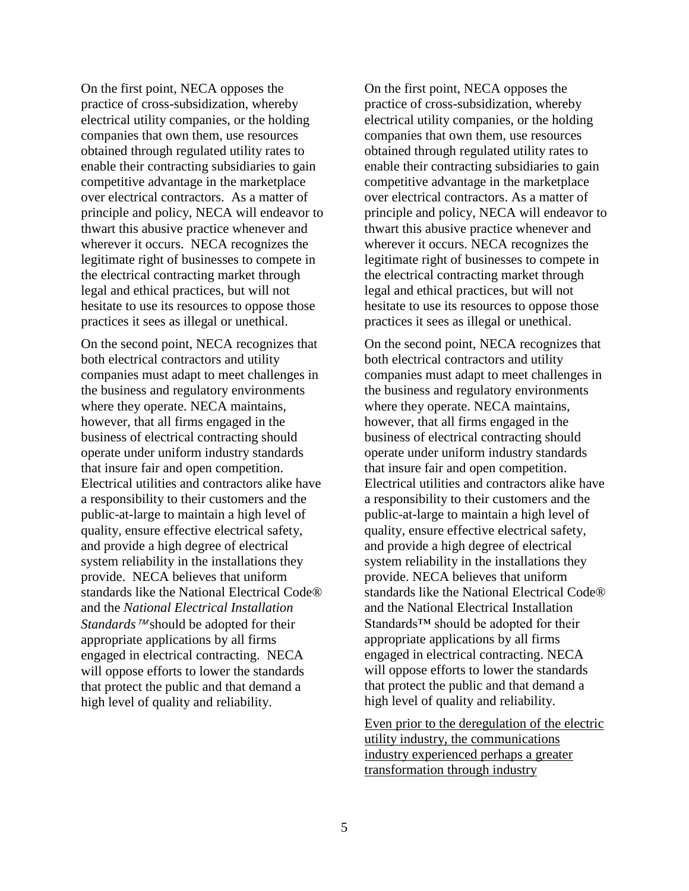On the first point, NECA opposes the practice of cross-subsidization, whereby electrical utility companies, or the holding companies that own them, use resources obtained through regulated utility rates to enable their contracting subsidiaries to gain competitive advantage in the marketplace over electrical contractors. As a matter of principle and policy, NECA will endeavor to thwart this abusive practice whenever and wherever it occurs. NECA recognizes the legitimate right of businesses to compete in the electrical contracting market through legal and ethical practices, but will not hesitate to use its resources to oppose those practices it sees as illegal or unethical.

On the second point, NECA recognizes that both electrical contractors and utility companies must adapt to meet challenges in the business and regulatory environments where they operate. NECA maintains, however, that all firms engaged in the business of electrical contracting should operate under uniform industry standards that insure fair and open competition. Electrical utilities and contractors alike have a responsibility to their customers and the public-at-large to maintain a high level of quality, ensure effective electrical safety, and provide a high degree of electrical system reliability in the installations they provide. NECA believes that uniform standards like the National Electrical Code® and the *National Electrical Installation Standards™* should be adopted for their appropriate applications by all firms engaged in electrical contracting. NECA will oppose efforts to lower the standards that protect the public and that demand a high level of quality and reliability.

On the first point, NECA opposes the practice of cross-subsidization, whereby electrical utility companies, or the holding companies that own them, use resources obtained through regulated utility rates to enable their contracting subsidiaries to gain competitive advantage in the marketplace over electrical contractors. As a matter of principle and policy, NECA will endeavor to thwart this abusive practice whenever and wherever it occurs. NECA recognizes the legitimate right of businesses to compete in the electrical contracting market through legal and ethical practices, but will not hesitate to use its resources to oppose those practices it sees as illegal or unethical.

On the second point, NECA recognizes that both electrical contractors and utility companies must adapt to meet challenges in the business and regulatory environments where they operate. NECA maintains, however, that all firms engaged in the business of electrical contracting should operate under uniform industry standards that insure fair and open competition. Electrical utilities and contractors alike have a responsibility to their customers and the public-at-large to maintain a high level of quality, ensure effective electrical safety, and provide a high degree of electrical system reliability in the installations they provide. NECA believes that uniform standards like the National Electrical Code® and the National Electrical Installation Standards™ should be adopted for their appropriate applications by all firms engaged in electrical contracting. NECA will oppose efforts to lower the standards that protect the public and that demand a high level of quality and reliability.

<u>Even prior to the deregulation of the electric utility industry, the communications industry experienced perhaps a greater transformation through industry</u>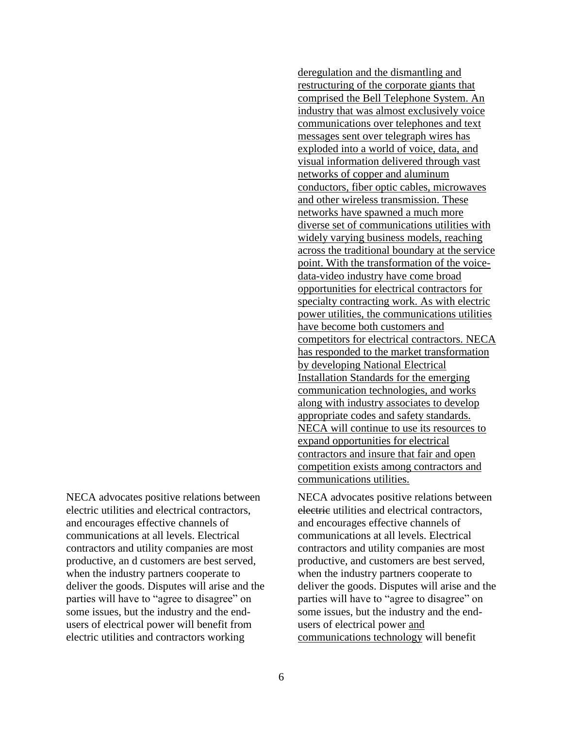NECA advocates positive relations between electric utilities and electrical contractors, and encourages effective channels of communications at all levels. Electrical contractors and utility companies are most productive, an d customers are best served, when the industry partners cooperate to deliver the goods. Disputes will arise and the parties will have to "agree to disagree" on some issues, but the industry and the end-users of electrical power will benefit from electric utilities and contractors working

<u>deregulation and the dismantling and restructuring of the corporate giants that comprised the Bell Telephone System. An industry that was almost exclusively voice communications over telephones and text messages sent over telegraph wires has exploded into a world of voice, data, and visual information delivered through vast networks of copper and aluminum conductors, fiber optic cables, microwaves and other wireless transmission. These networks have spawned a much more diverse set of communications utilities with widely varying business models, reaching across the traditional boundary at the service point. With the transformation of the voice-data-video industry have come broad opportunities for electrical contractors for specialty contracting work. As with electric power utilities, the communications utilities have become both customers and competitors for electrical contractors. NECA has responded to the market transformation by developing National Electrical Installation Standards for the emerging communication technologies, and works along with industry associates to develop appropriate codes and safety standards. NECA will continue to use its resources to expand opportunities for electrical contractors and insure that fair and open competition exists among contractors and communications utilities.</u>

NECA advocates positive relations between ~~electric~~ utilities and electrical contractors, and encourages effective channels of communications at all levels. Electrical contractors and utility companies are most productive, and customers are best served, when the industry partners cooperate to deliver the goods. Disputes will arise and the parties will have to "agree to disagree" on some issues, but the industry and the end-users of electrical power <u>and communications technology</u> will benefit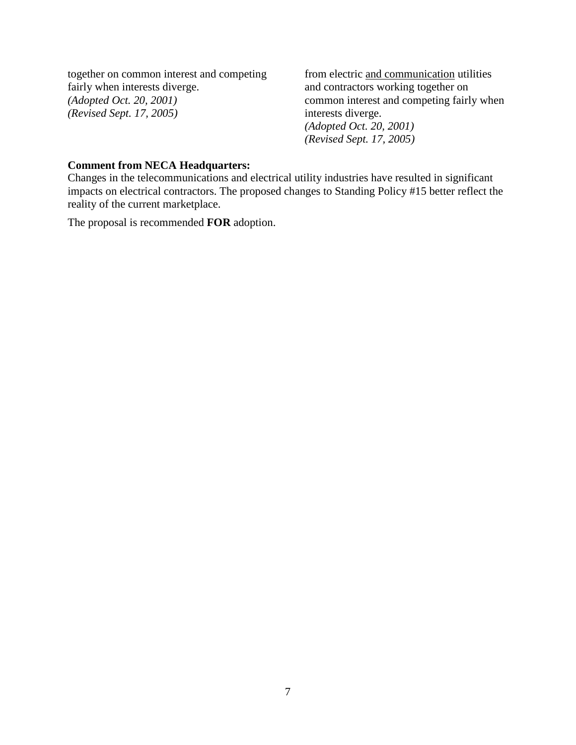together on common interest and competing fairly when interests diverge.
*(Adopted Oct. 20, 2001)*
*(Revised Sept. 17, 2005)*

from electric <u>and communication</u> utilities and contractors working together on common interest and competing fairly when interests diverge.
*(Adopted Oct. 20, 2001)*
*(Revised Sept. 17, 2005)*

**Comment from NECA Headquarters:**
Changes in the telecommunications and electrical utility industries have resulted in significant impacts on electrical contractors. The proposed changes to Standing Policy #15 better reflect the reality of the current marketplace.

The proposal is recommended **FOR** adoption.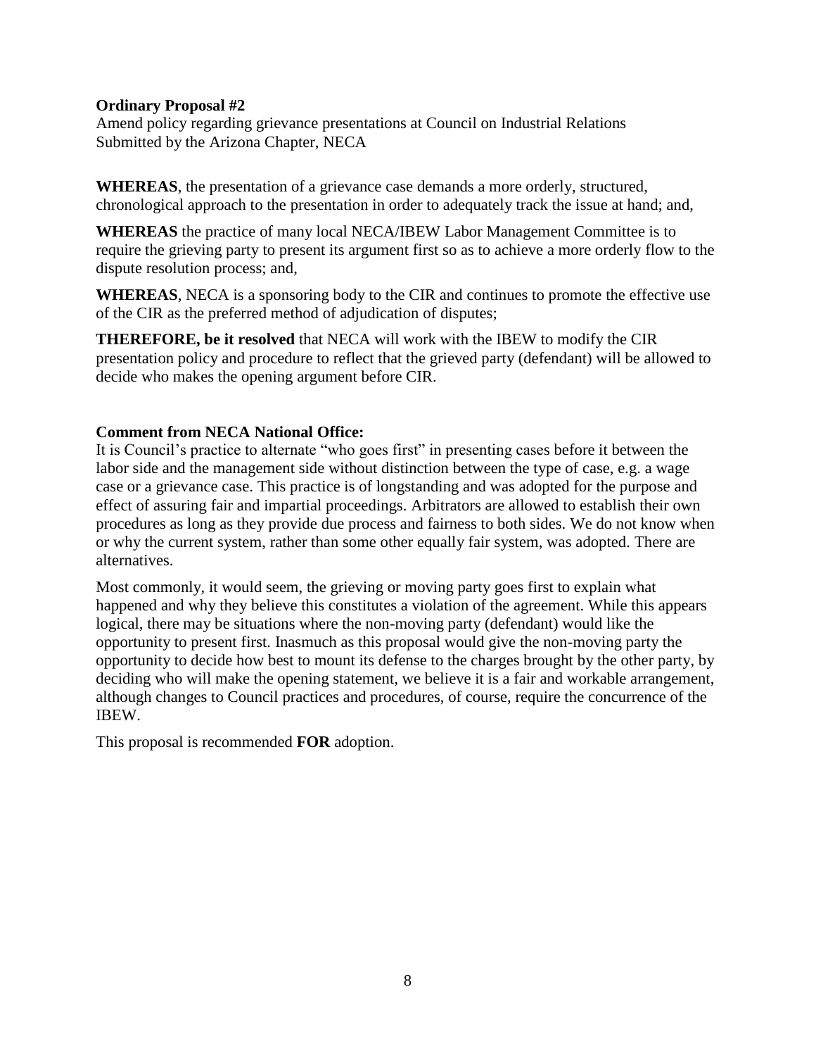**Ordinary Proposal #2**

Amend policy regarding grievance presentations at Council on Industrial Relations
Submitted by the Arizona Chapter, NECA

**WHEREAS**, the presentation of a grievance case demands a more orderly, structured, chronological approach to the presentation in order to adequately track the issue at hand; and,

**WHEREAS** the practice of many local NECA/IBEW Labor Management Committee is to require the grieving party to present its argument first so as to achieve a more orderly flow to the dispute resolution process; and,

**WHEREAS**, NECA is a sponsoring body to the CIR and continues to promote the effective use of the CIR as the preferred method of adjudication of disputes;

**THEREFORE, be it resolved** that NECA will work with the IBEW to modify the CIR presentation policy and procedure to reflect that the grieved party (defendant) will be allowed to decide who makes the opening argument before CIR.

**Comment from NECA National Office:**

It is Council's practice to alternate "who goes first" in presenting cases before it between the labor side and the management side without distinction between the type of case, e.g. a wage case or a grievance case. This practice is of longstanding and was adopted for the purpose and effect of assuring fair and impartial proceedings. Arbitrators are allowed to establish their own procedures as long as they provide due process and fairness to both sides. We do not know when or why the current system, rather than some other equally fair system, was adopted. There are alternatives.

Most commonly, it would seem, the grieving or moving party goes first to explain what happened and why they believe this constitutes a violation of the agreement. While this appears logical, there may be situations where the non-moving party (defendant) would like the opportunity to present first. Inasmuch as this proposal would give the non-moving party the opportunity to decide how best to mount its defense to the charges brought by the other party, by deciding who will make the opening statement, we believe it is a fair and workable arrangement, although changes to Council practices and procedures, of course, require the concurrence of the IBEW.

This proposal is recommended **FOR** adoption.